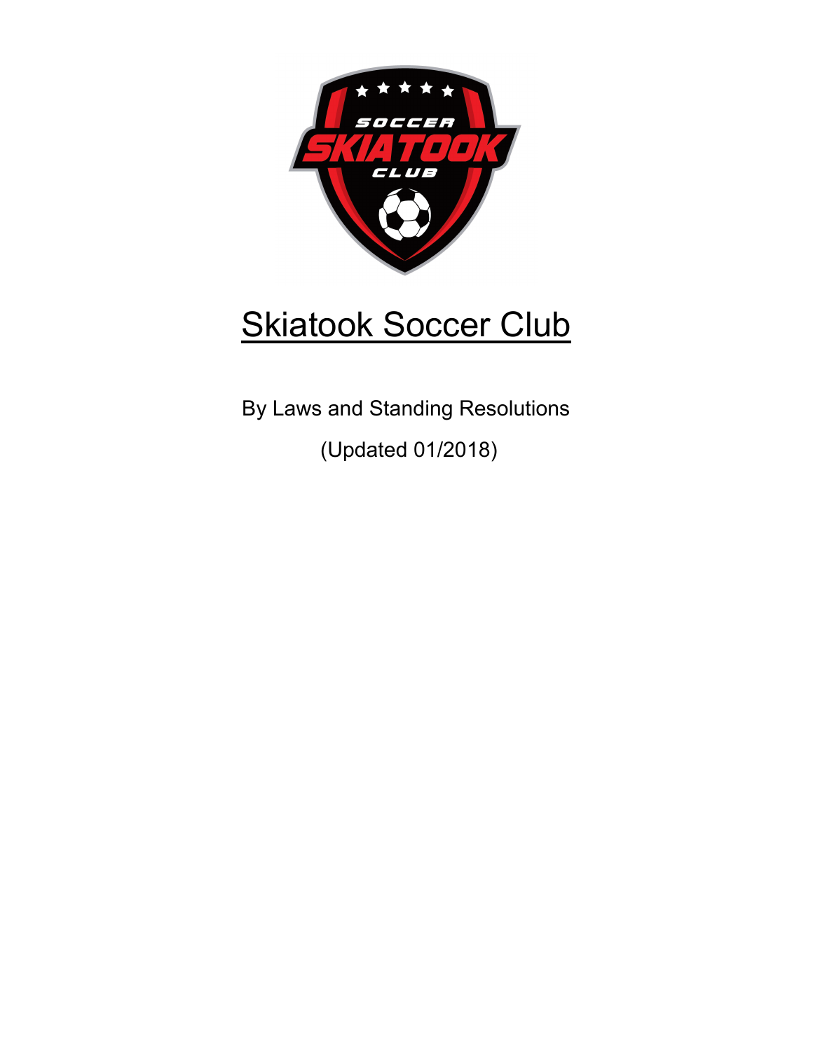# Skiatook Soccer Club

By Laws and Standing Resolutions

(Updated 01/2018)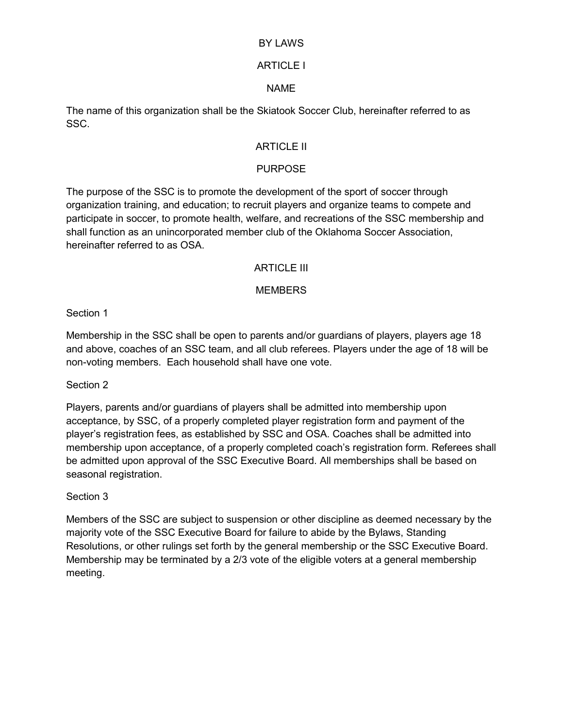# BY LAWS

## ARTICLE I

### NAME

The name of this organization shall be the Skiatook Soccer Club, hereinafter referred to as SSC.

## ARTICLE II

### PURPOSE

The purpose of the SSC is to promote the development of the sport of soccer through organization training, and education; to recruit players and organize teams to compete and participate in soccer, to promote health, welfare, and recreations of the SSC membership and shall function as an unincorporated member club of the Oklahoma Soccer Association, hereinafter referred to as OSA.

## ARTICLE III

### MEMBERS

Section 1

Membership in the SSC shall be open to parents and/or guardians of players, players age 18 and above, coaches of an SSC team, and all club referees. Players under the age of 18 will be non-voting members. Each household shall have one vote.

Section 2

Players, parents and/or guardians of players shall be admitted into membership upon acceptance, by SSC, of a properly completed player registration form and payment of the player's registration fees, as established by SSC and OSA. Coaches shall be admitted into membership upon acceptance, of a properly completed coach's registration form. Referees shall be admitted upon approval of the SSC Executive Board. All memberships shall be based on seasonal registration.

Section 3

Members of the SSC are subject to suspension or other discipline as deemed necessary by the majority vote of the SSC Executive Board for failure to abide by the Bylaws, Standing Resolutions, or other rulings set forth by the general membership or the SSC Executive Board. Membership may be terminated by a 2/3 vote of the eligible voters at a general membership meeting.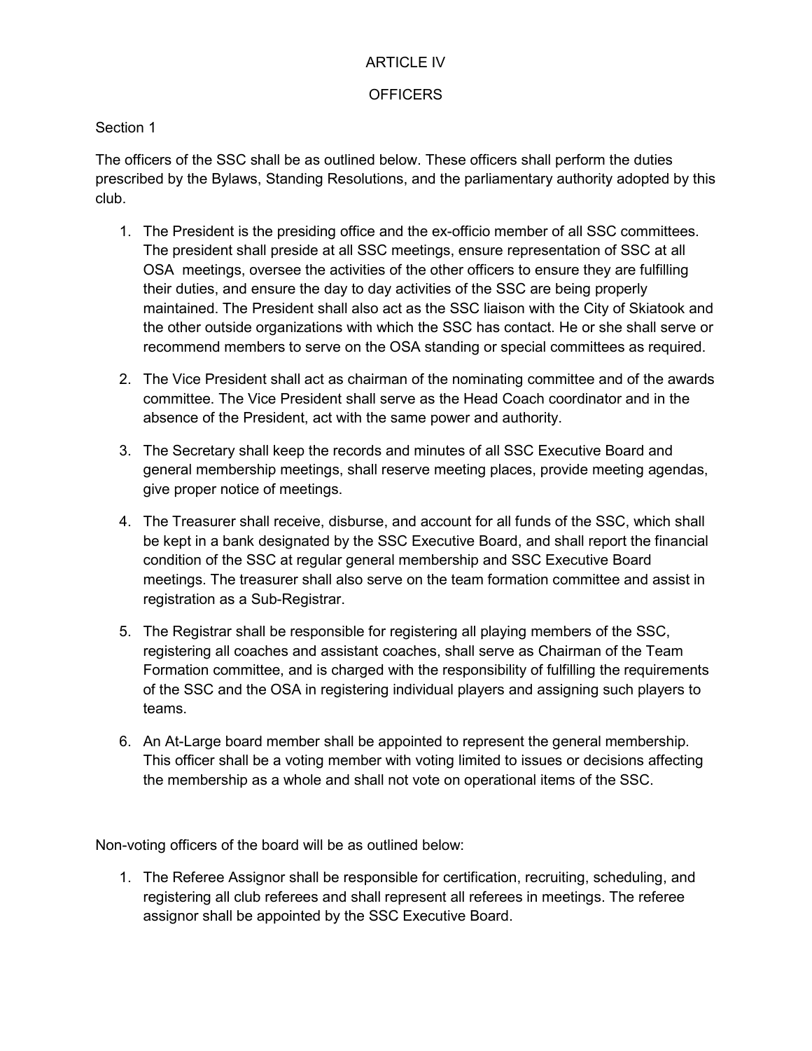# ARTICLE IV

## OFFICERS

Section 1

The officers of the SSC shall be as outlined below. These officers shall perform the duties prescribed by the Bylaws, Standing Resolutions, and the parliamentary authority adopted by this club.

1. The President is the presiding office and the ex-officio member of all SSC committees. The president shall preside at all SSC meetings, ensure representation of SSC at all OSA meetings, oversee the activities of the other officers to ensure they are fulfilling their duties, and ensure the day to day activities of the SSC are being properly maintained. The President shall also act as the SSC liaison with the City of Skiatook and the other outside organizations with which the SSC has contact. He or she shall serve or recommend members to serve on the OSA standing or special committees as required.
2. The Vice President shall act as chairman of the nominating committee and of the awards committee. The Vice President shall serve as the Head Coach coordinator and in the absence of the President, act with the same power and authority.
3. The Secretary shall keep the records and minutes of all SSC Executive Board and general membership meetings, shall reserve meeting places, provide meeting agendas, give proper notice of meetings.
4. The Treasurer shall receive, disburse, and account for all funds of the SSC, which shall be kept in a bank designated by the SSC Executive Board, and shall report the financial condition of the SSC at regular general membership and SSC Executive Board meetings. The treasurer shall also serve on the team formation committee and assist in registration as a Sub-Registrar.
5. The Registrar shall be responsible for registering all playing members of the SSC, registering all coaches and assistant coaches, shall serve as Chairman of the Team Formation committee, and is charged with the responsibility of fulfilling the requirements of the SSC and the OSA in registering individual players and assigning such players to teams.
6. An At-Large board member shall be appointed to represent the general membership. This officer shall be a voting member with voting limited to issues or decisions affecting the membership as a whole and shall not vote on operational items of the SSC.

Non-voting officers of the board will be as outlined below:

1. The Referee Assignor shall be responsible for certification, recruiting, scheduling, and registering all club referees and shall represent all referees in meetings. The referee assignor shall be appointed by the SSC Executive Board.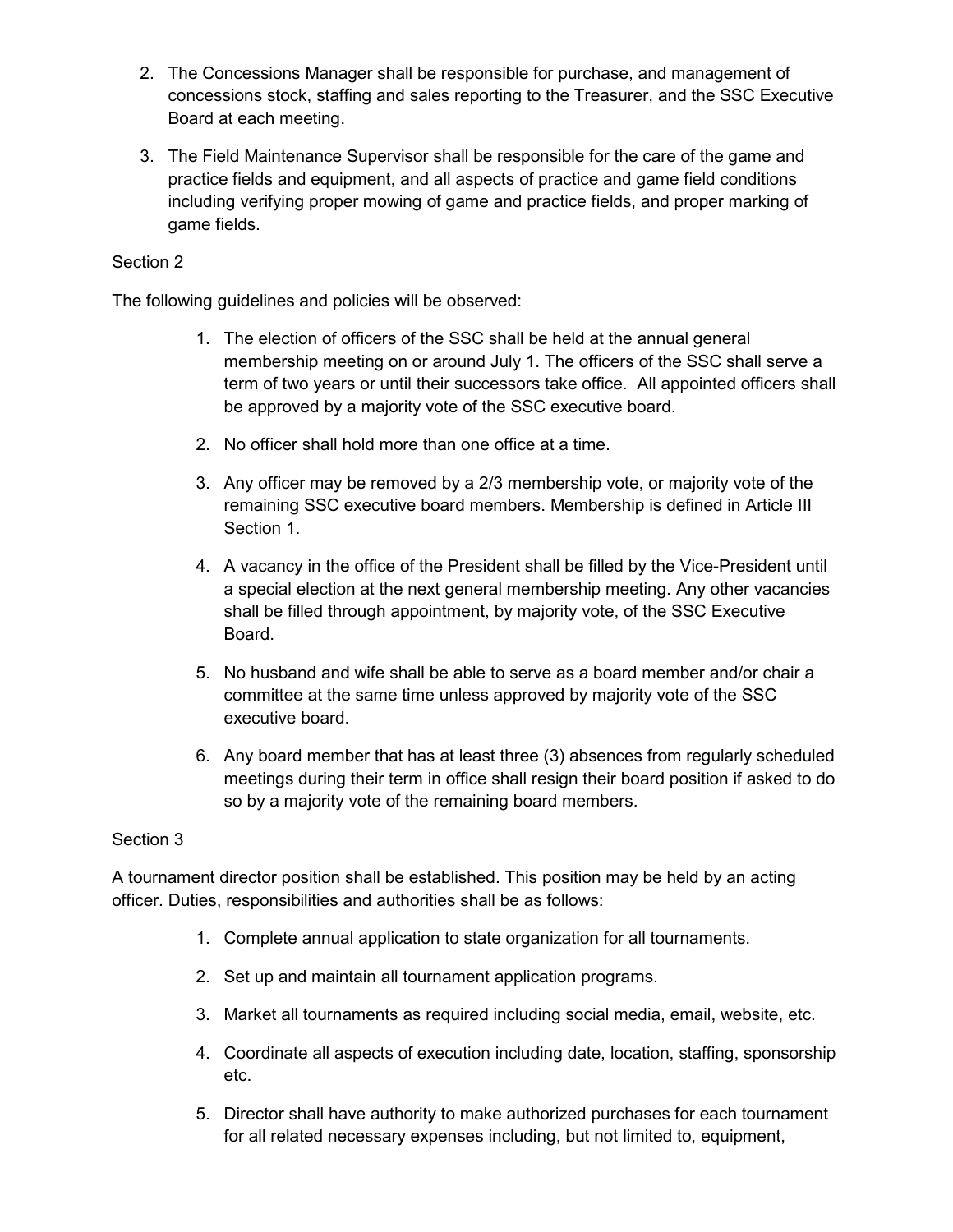2. The Concessions Manager shall be responsible for purchase, and management of concessions stock, staffing and sales reporting to the Treasurer, and the SSC Executive Board at each meeting.

3. The Field Maintenance Supervisor shall be responsible for the care of the game and practice fields and equipment, and all aspects of practice and game field conditions including verifying proper mowing of game and practice fields, and proper marking of game fields.

Section 2

The following guidelines and policies will be observed:

1. The election of officers of the SSC shall be held at the annual general membership meeting on or around July 1. The officers of the SSC shall serve a term of two years or until their successors take office. All appointed officers shall be approved by a majority vote of the SSC executive board.

2. No officer shall hold more than one office at a time.

3. Any officer may be removed by a 2/3 membership vote, or majority vote of the remaining SSC executive board members. Membership is defined in Article III Section 1.

4. A vacancy in the office of the President shall be filled by the Vice-President until a special election at the next general membership meeting. Any other vacancies shall be filled through appointment, by majority vote, of the SSC Executive Board.

5. No husband and wife shall be able to serve as a board member and/or chair a committee at the same time unless approved by majority vote of the SSC executive board.

6. Any board member that has at least three (3) absences from regularly scheduled meetings during their term in office shall resign their board position if asked to do so by a majority vote of the remaining board members.

Section 3

A tournament director position shall be established. This position may be held by an acting officer. Duties, responsibilities and authorities shall be as follows:

1. Complete annual application to state organization for all tournaments.

2. Set up and maintain all tournament application programs.

3. Market all tournaments as required including social media, email, website, etc.

4. Coordinate all aspects of execution including date, location, staffing, sponsorship etc.

5. Director shall have authority to make authorized purchases for each tournament for all related necessary expenses including, but not limited to, equipment,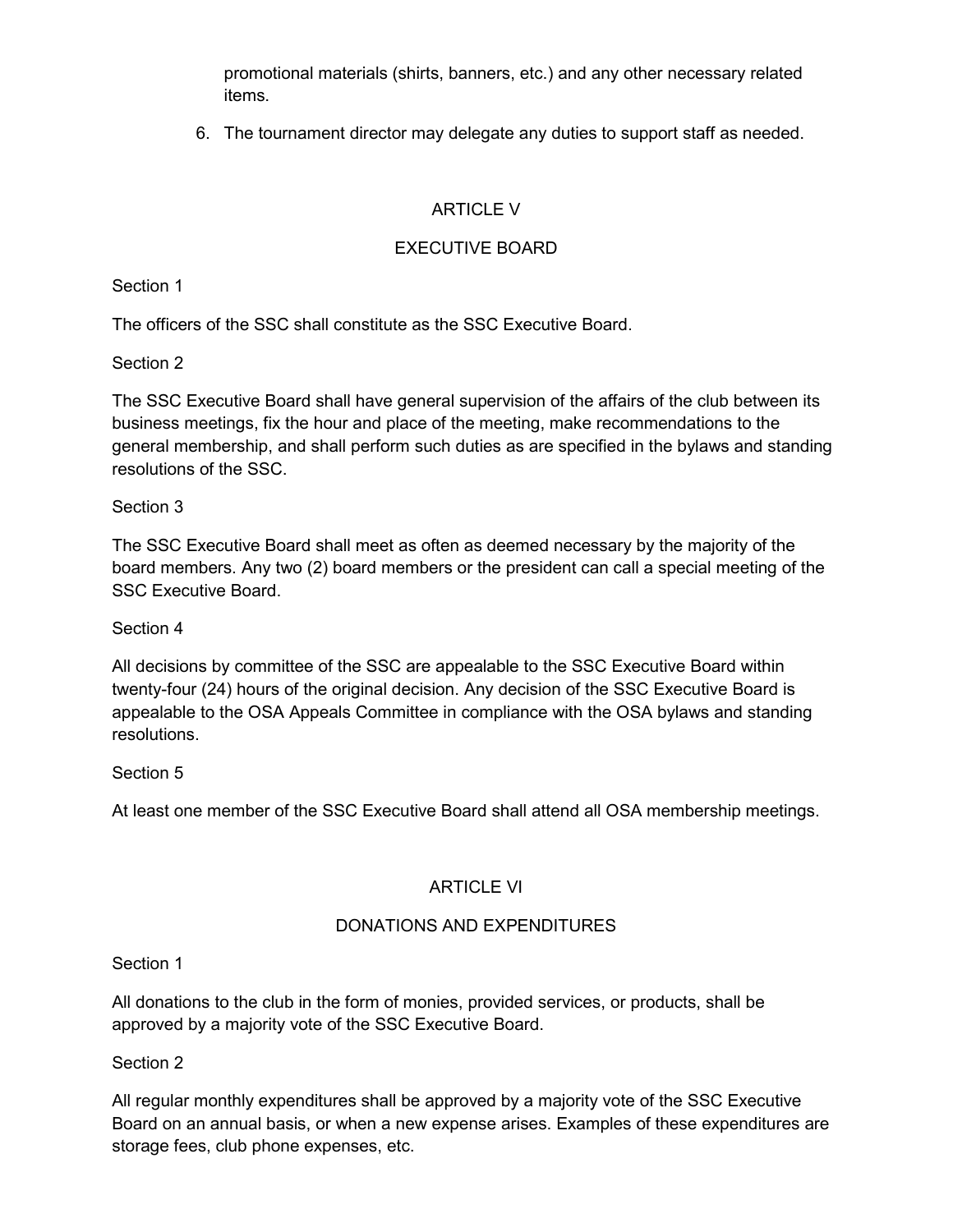promotional materials (shirts, banners, etc.) and any other necessary related items.

6. The tournament director may delegate any duties to support staff as needed.

## ARTICLE V

## EXECUTIVE BOARD

Section 1

The officers of the SSC shall constitute as the SSC Executive Board.

Section 2

The SSC Executive Board shall have general supervision of the affairs of the club between its business meetings, fix the hour and place of the meeting, make recommendations to the general membership, and shall perform such duties as are specified in the bylaws and standing resolutions of the SSC.

Section 3

The SSC Executive Board shall meet as often as deemed necessary by the majority of the board members. Any two (2) board members or the president can call a special meeting of the SSC Executive Board.

Section 4

All decisions by committee of the SSC are appealable to the SSC Executive Board within twenty-four (24) hours of the original decision. Any decision of the SSC Executive Board is appealable to the OSA Appeals Committee in compliance with the OSA bylaws and standing resolutions.

Section 5

At least one member of the SSC Executive Board shall attend all OSA membership meetings.

## ARTICLE VI

## DONATIONS AND EXPENDITURES

Section 1

All donations to the club in the form of monies, provided services, or products, shall be approved by a majority vote of the SSC Executive Board.

Section 2

All regular monthly expenditures shall be approved by a majority vote of the SSC Executive Board on an annual basis, or when a new expense arises. Examples of these expenditures are storage fees, club phone expenses, etc.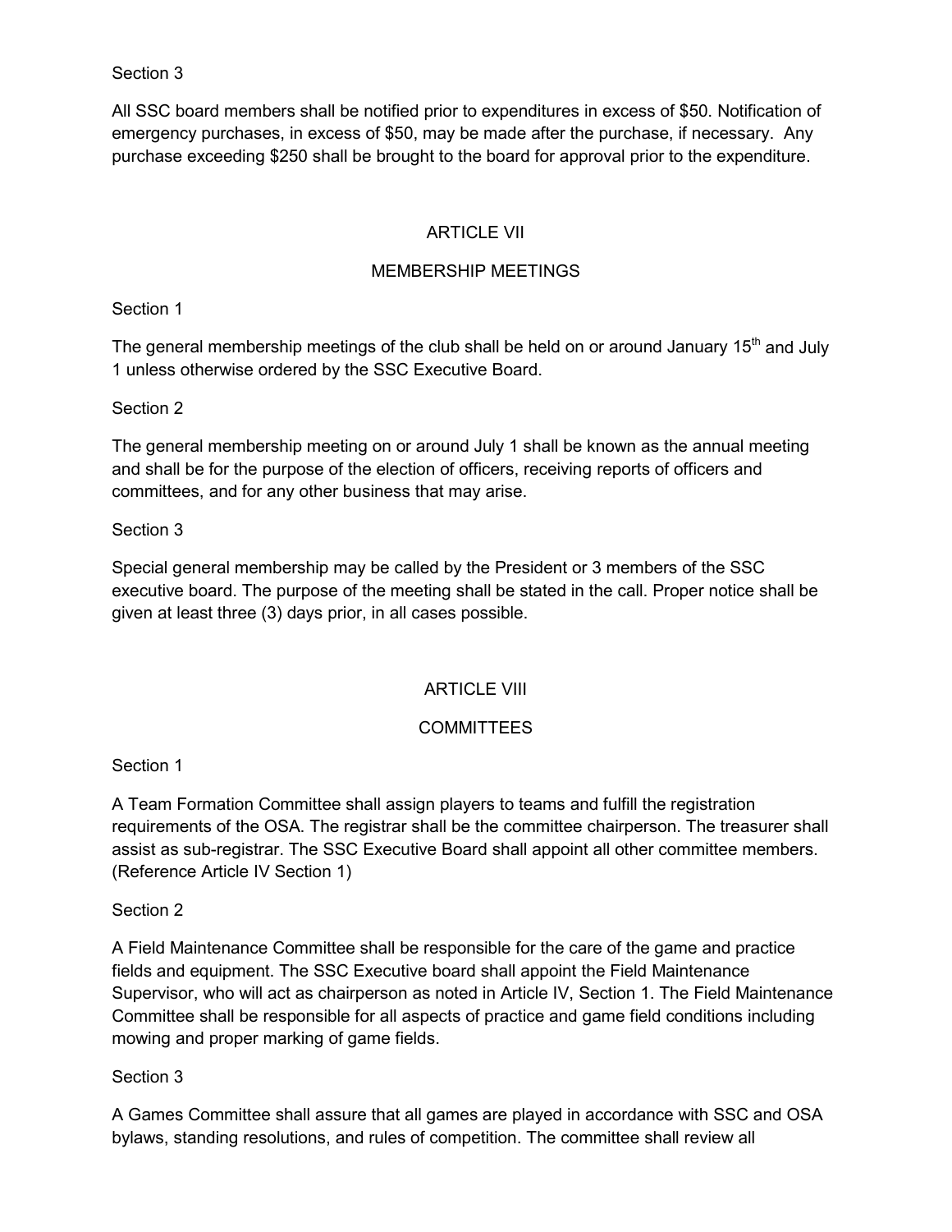Section 3

All SSC board members shall be notified prior to expenditures in excess of $50. Notification of emergency purchases, in excess of $50, may be made after the purchase, if necessary. Any purchase exceeding $250 shall be brought to the board for approval prior to the expenditure.

## ARTICLE VII

## MEMBERSHIP MEETINGS

Section 1

The general membership meetings of the club shall be held on or around January 15th and July 1 unless otherwise ordered by the SSC Executive Board.

Section 2

The general membership meeting on or around July 1 shall be known as the annual meeting and shall be for the purpose of the election of officers, receiving reports of officers and committees, and for any other business that may arise.

Section 3

Special general membership may be called by the President or 3 members of the SSC executive board. The purpose of the meeting shall be stated in the call. Proper notice shall be given at least three (3) days prior, in all cases possible.

## ARTICLE VIII

## COMMITTEES

Section 1

A Team Formation Committee shall assign players to teams and fulfill the registration requirements of the OSA. The registrar shall be the committee chairperson. The treasurer shall assist as sub-registrar. The SSC Executive Board shall appoint all other committee members. (Reference Article IV Section 1)

Section 2

A Field Maintenance Committee shall be responsible for the care of the game and practice fields and equipment. The SSC Executive board shall appoint the Field Maintenance Supervisor, who will act as chairperson as noted in Article IV, Section 1. The Field Maintenance Committee shall be responsible for all aspects of practice and game field conditions including mowing and proper marking of game fields.

Section 3

A Games Committee shall assure that all games are played in accordance with SSC and OSA bylaws, standing resolutions, and rules of competition. The committee shall review all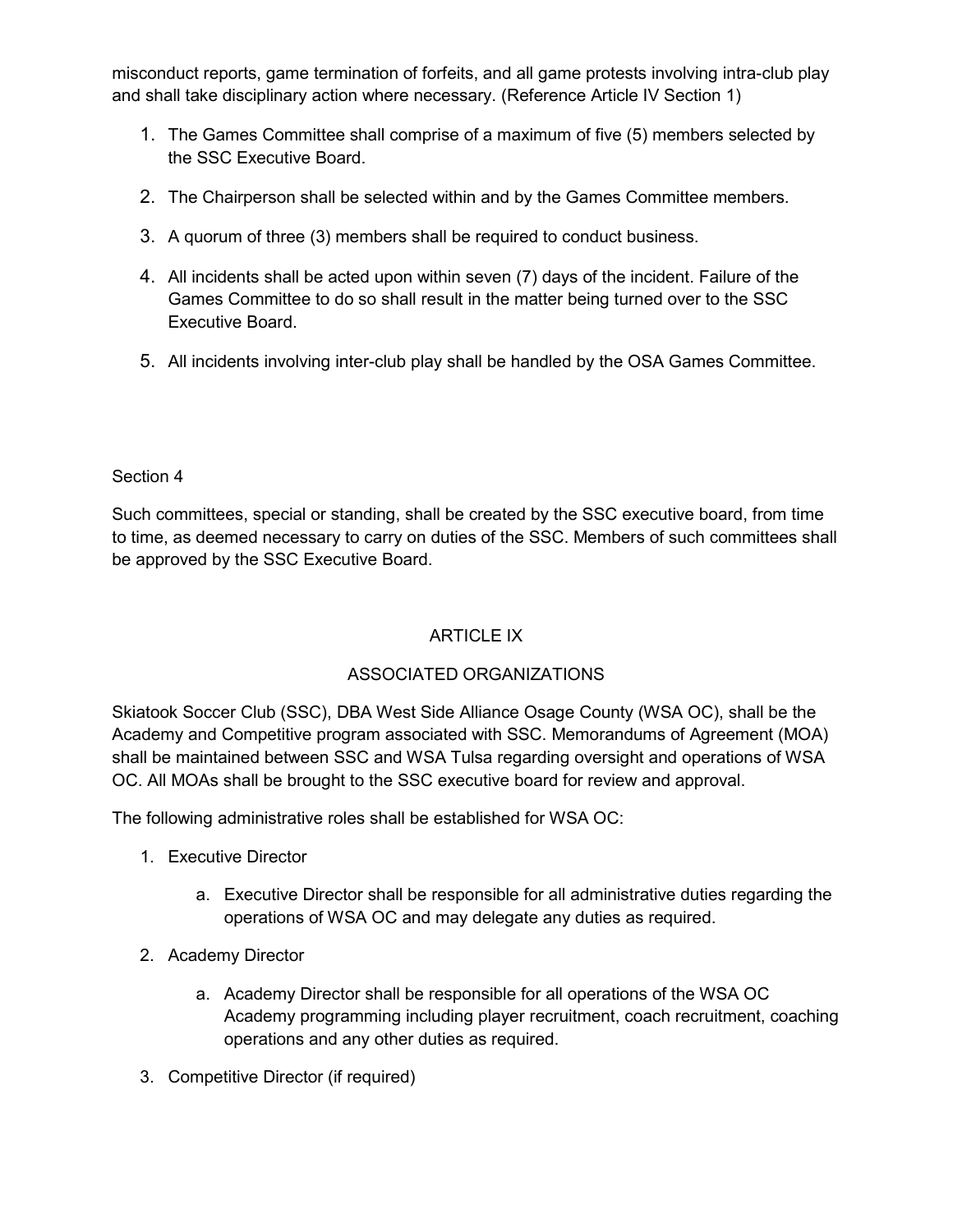misconduct reports, game termination of forfeits, and all game protests involving intra-club play and shall take disciplinary action where necessary. (Reference Article IV Section 1)

1. The Games Committee shall comprise of a maximum of five (5) members selected by the SSC Executive Board.
2. The Chairperson shall be selected within and by the Games Committee members.
3. A quorum of three (3) members shall be required to conduct business.
4. All incidents shall be acted upon within seven (7) days of the incident. Failure of the Games Committee to do so shall result in the matter being turned over to the SSC Executive Board.
5. All incidents involving inter-club play shall be handled by the OSA Games Committee.

Section 4

Such committees, special or standing, shall be created by the SSC executive board, from time to time, as deemed necessary to carry on duties of the SSC. Members of such committees shall be approved by the SSC Executive Board.

## ARTICLE IX

## ASSOCIATED ORGANIZATIONS

Skiatook Soccer Club (SSC), DBA West Side Alliance Osage County (WSA OC), shall be the Academy and Competitive program associated with SSC. Memorandums of Agreement (MOA) shall be maintained between SSC and WSA Tulsa regarding oversight and operations of WSA OC. All MOAs shall be brought to the SSC executive board for review and approval.

The following administrative roles shall be established for WSA OC:

1. Executive Director
   a. Executive Director shall be responsible for all administrative duties regarding the operations of WSA OC and may delegate any duties as required.
2. Academy Director
   a. Academy Director shall be responsible for all operations of the WSA OC Academy programming including player recruitment, coach recruitment, coaching operations and any other duties as required.
3. Competitive Director (if required)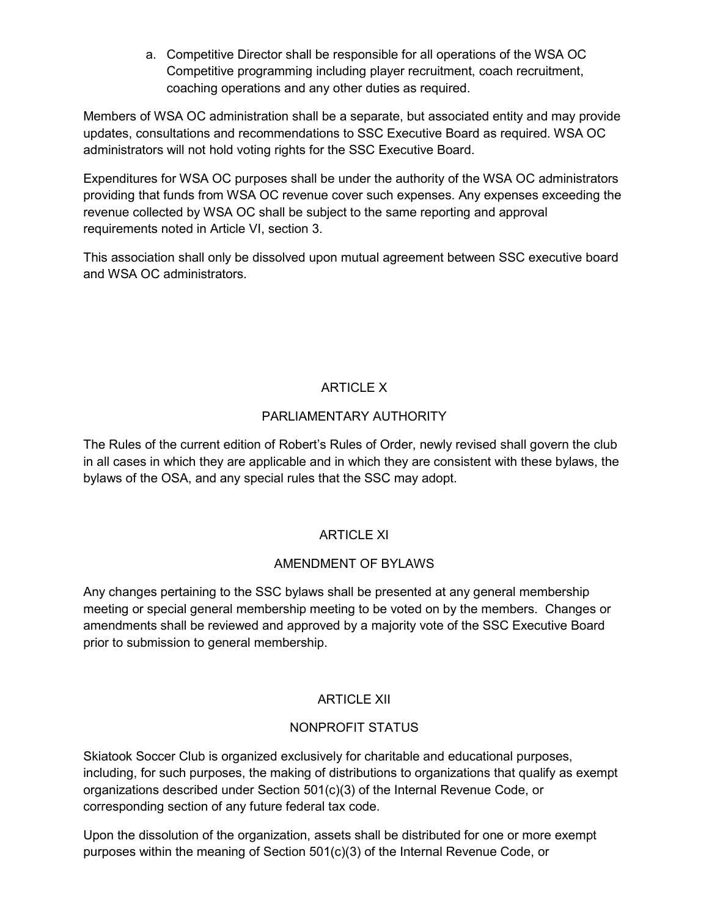a. Competitive Director shall be responsible for all operations of the WSA OC Competitive programming including player recruitment, coach recruitment, coaching operations and any other duties as required.

Members of WSA OC administration shall be a separate, but associated entity and may provide updates, consultations and recommendations to SSC Executive Board as required. WSA OC administrators will not hold voting rights for the SSC Executive Board.

Expenditures for WSA OC purposes shall be under the authority of the WSA OC administrators providing that funds from WSA OC revenue cover such expenses. Any expenses exceeding the revenue collected by WSA OC shall be subject to the same reporting and approval requirements noted in Article VI, section 3.

This association shall only be dissolved upon mutual agreement between SSC executive board and WSA OC administrators.

## ARTICLE X

## PARLIAMENTARY AUTHORITY

The Rules of the current edition of Robert's Rules of Order, newly revised shall govern the club in all cases in which they are applicable and in which they are consistent with these bylaws, the bylaws of the OSA, and any special rules that the SSC may adopt.

## ARTICLE XI

## AMENDMENT OF BYLAWS

Any changes pertaining to the SSC bylaws shall be presented at any general membership meeting or special general membership meeting to be voted on by the members. Changes or amendments shall be reviewed and approved by a majority vote of the SSC Executive Board prior to submission to general membership.

## ARTICLE XII

## NONPROFIT STATUS

Skiatook Soccer Club is organized exclusively for charitable and educational purposes, including, for such purposes, the making of distributions to organizations that qualify as exempt organizations described under Section 501(c)(3) of the Internal Revenue Code, or corresponding section of any future federal tax code.

Upon the dissolution of the organization, assets shall be distributed for one or more exempt purposes within the meaning of Section 501(c)(3) of the Internal Revenue Code, or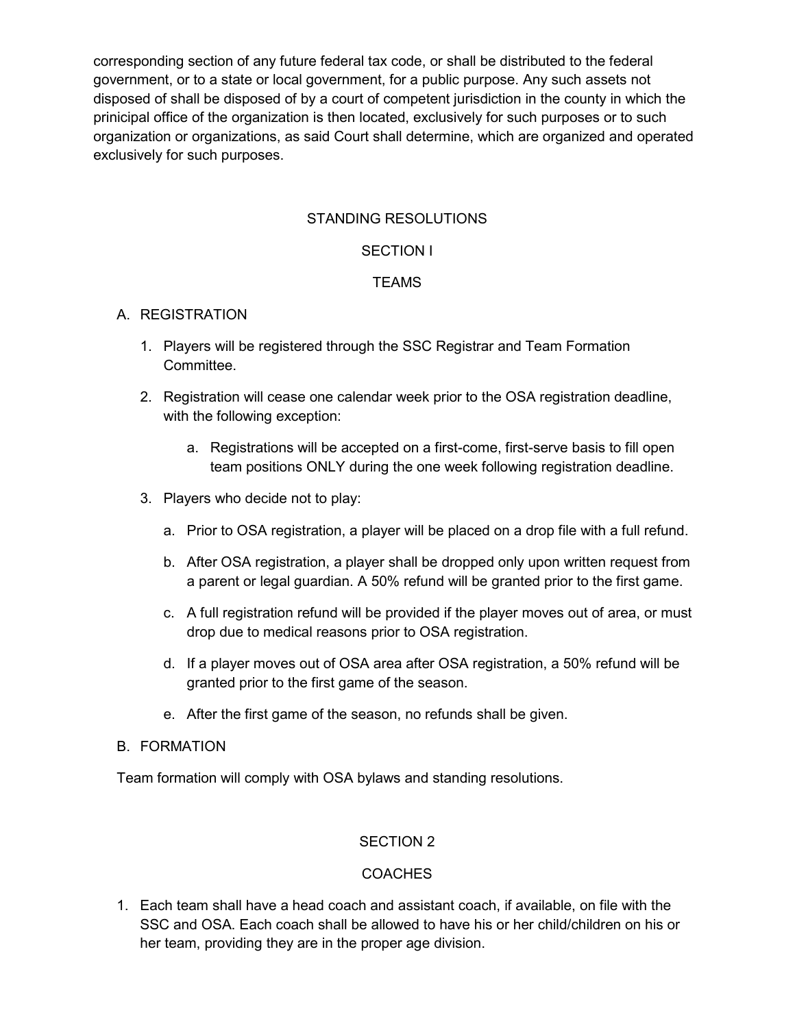corresponding section of any future federal tax code, or shall be distributed to the federal government, or to a state or local government, for a public purpose. Any such assets not disposed of shall be disposed of by a court of competent jurisdiction in the county in which the prinicipal office of the organization is then located, exclusively for such purposes or to such organization or organizations, as said Court shall determine, which are organized and operated exclusively for such purposes.

## STANDING RESOLUTIONS

### SECTION I

### TEAMS

A. REGISTRATION

1. Players will be registered through the SSC Registrar and Team Formation Committee.
2. Registration will cease one calendar week prior to the OSA registration deadline, with the following exception:
    a. Registrations will be accepted on a first-come, first-serve basis to fill open team positions ONLY during the one week following registration deadline.
3. Players who decide not to play:
    a. Prior to OSA registration, a player will be placed on a drop file with a full refund.
    b. After OSA registration, a player shall be dropped only upon written request from a parent or legal guardian. A 50% refund will be granted prior to the first game.
    c. A full registration refund will be provided if the player moves out of area, or must drop due to medical reasons prior to OSA registration.
    d. If a player moves out of OSA area after OSA registration, a 50% refund will be granted prior to the first game of the season.
    e. After the first game of the season, no refunds shall be given.

B. FORMATION

Team formation will comply with OSA bylaws and standing resolutions.

### SECTION 2

### COACHES

1. Each team shall have a head coach and assistant coach, if available, on file with the SSC and OSA. Each coach shall be allowed to have his or her child/children on his or her team, providing they are in the proper age division.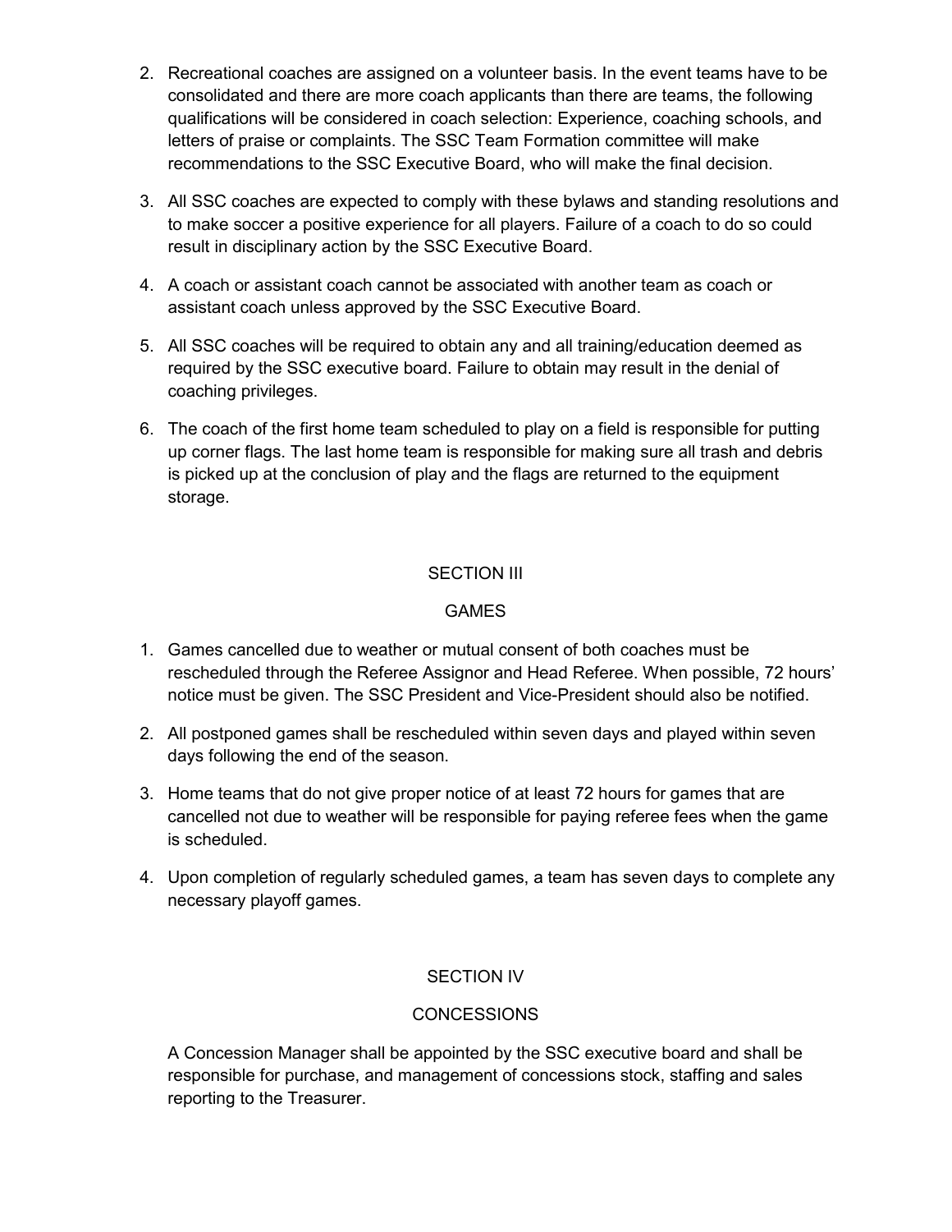2. Recreational coaches are assigned on a volunteer basis. In the event teams have to be consolidated and there are more coach applicants than there are teams, the following qualifications will be considered in coach selection: Experience, coaching schools, and letters of praise or complaints. The SSC Team Formation committee will make recommendations to the SSC Executive Board, who will make the final decision.

3. All SSC coaches are expected to comply with these bylaws and standing resolutions and to make soccer a positive experience for all players. Failure of a coach to do so could result in disciplinary action by the SSC Executive Board.

4. A coach or assistant coach cannot be associated with another team as coach or assistant coach unless approved by the SSC Executive Board.

5. All SSC coaches will be required to obtain any and all training/education deemed as required by the SSC executive board. Failure to obtain may result in the denial of coaching privileges.

6. The coach of the first home team scheduled to play on a field is responsible for putting up corner flags. The last home team is responsible for making sure all trash and debris is picked up at the conclusion of play and the flags are returned to the equipment storage.

## SECTION III

## GAMES

1. Games cancelled due to weather or mutual consent of both coaches must be rescheduled through the Referee Assignor and Head Referee. When possible, 72 hours' notice must be given. The SSC President and Vice-President should also be notified.

2. All postponed games shall be rescheduled within seven days and played within seven days following the end of the season.

3. Home teams that do not give proper notice of at least 72 hours for games that are cancelled not due to weather will be responsible for paying referee fees when the game is scheduled.

4. Upon completion of regularly scheduled games, a team has seven days to complete any necessary playoff games.

## SECTION IV

## CONCESSIONS

A Concession Manager shall be appointed by the SSC executive board and shall be responsible for purchase, and management of concessions stock, staffing and sales reporting to the Treasurer.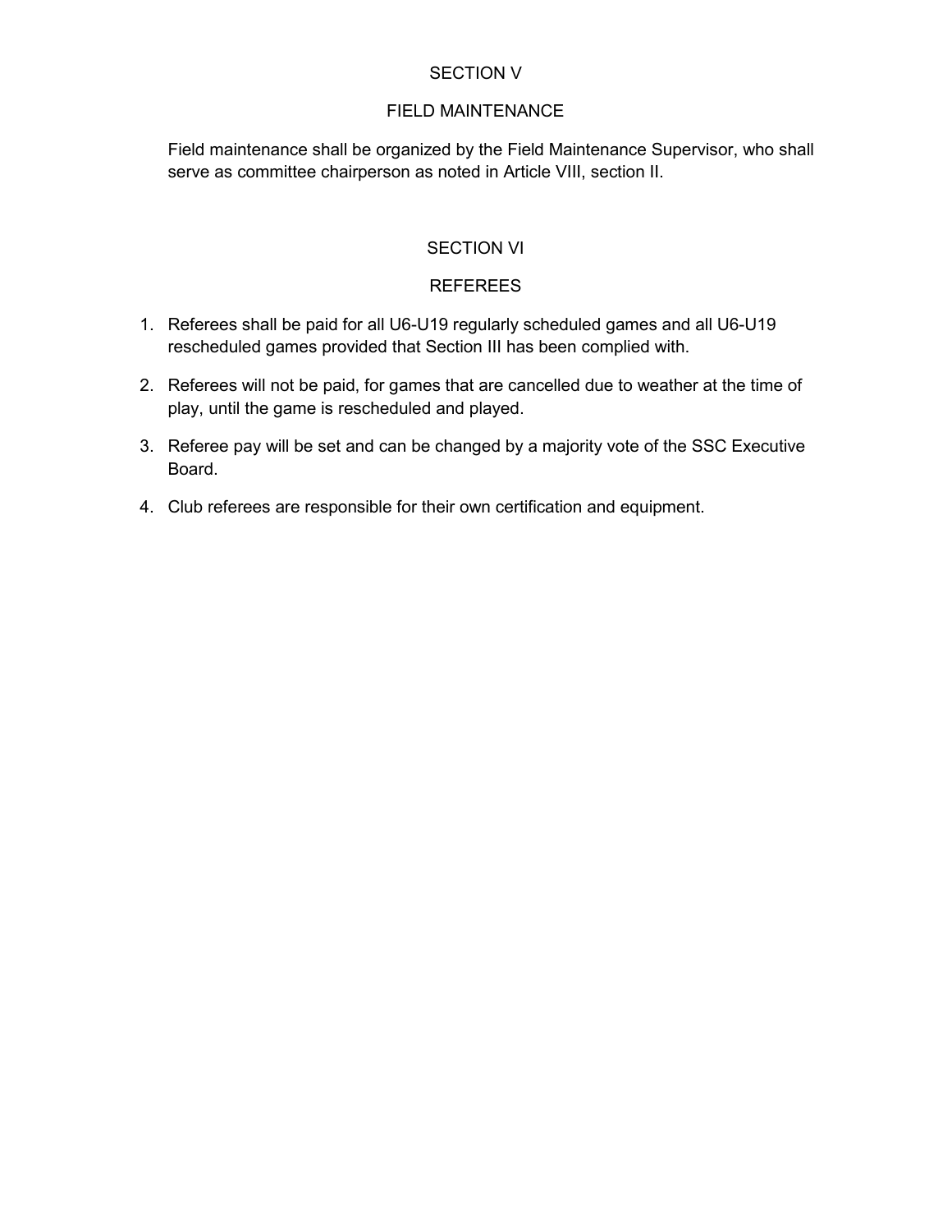## SECTION V

## FIELD MAINTENANCE

Field maintenance shall be organized by the Field Maintenance Supervisor, who shall serve as committee chairperson as noted in Article VIII, section II.

## SECTION VI

## REFEREES

1. Referees shall be paid for all U6-U19 regularly scheduled games and all U6-U19 rescheduled games provided that Section III has been complied with.
2. Referees will not be paid, for games that are cancelled due to weather at the time of play, until the game is rescheduled and played.
3. Referee pay will be set and can be changed by a majority vote of the SSC Executive Board.
4. Club referees are responsible for their own certification and equipment.